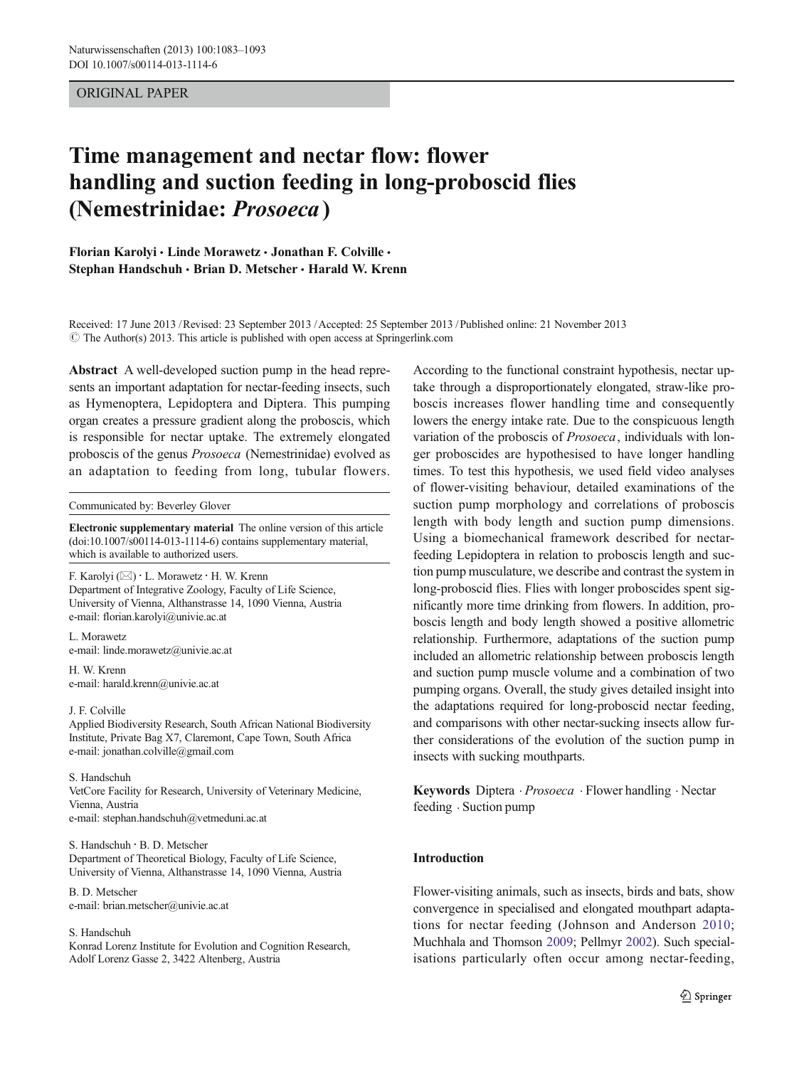ORIGINAL PAPER

# Time management and nectar flow: flower handling and suction feeding in long-proboscid flies (Nemestrinidae: *Prosoeca*)

**Florian Karolyi · Linde Morawetz · Jonathan F. Colville · Stephan Handschuh · Brian D. Metscher · Harald W. Krenn**

Received: 17 June 2013 / Revised: 23 September 2013 / Accepted: 25 September 2013 / Published online: 21 November 2013
© The Author(s) 2013. This article is published with open access at Springerlink.com

**Abstract** A well-developed suction pump in the head represents an important adaptation for nectar-feeding insects, such as Hymenoptera, Lepidoptera and Diptera. This pumping organ creates a pressure gradient along the proboscis, which is responsible for nectar uptake. The extremely elongated proboscis of the genus *Prosoeca* (Nemestrinidae) evolved as an adaptation to feeding from long, tubular flowers. According to the functional constraint hypothesis, nectar uptake through a disproportionately elongated, straw-like proboscis increases flower handling time and consequently lowers the energy intake rate. Due to the conspicuous length variation of the proboscis of *Prosoeca*, individuals with longer proboscides are hypothesised to have longer handling times. To test this hypothesis, we used field video analyses of flower-visiting behaviour, detailed examinations of the suction pump morphology and correlations of proboscis length with body length and suction pump dimensions. Using a biomechanical framework described for nectar-feeding Lepidoptera in relation to proboscis length and suction pump musculature, we describe and contrast the system in long-proboscid flies. Flies with longer proboscides spent significantly more time drinking from flowers. In addition, proboscis length and body length showed a positive allometric relationship. Furthermore, adaptations of the suction pump included an allometric relationship between proboscis length and suction pump muscle volume and a combination of two pumping organs. Overall, the study gives detailed insight into the adaptations required for long-proboscid nectar feeding, and comparisons with other nectar-sucking insects allow further considerations of the evolution of the suction pump in insects with sucking mouthparts.

**Keywords** Diptera · *Prosoeca* · Flower handling · Nectar feeding · Suction pump

Communicated by: Beverley Glover

**Electronic supplementary material** The online version of this article (doi:10.1007/s00114-013-1114-6) contains supplementary material, which is available to authorized users.

F. Karolyi (✉) · L. Morawetz · H. W. Krenn
Department of Integrative Zoology, Faculty of Life Science, University of Vienna, Althanstrasse 14, 1090 Vienna, Austria
e-mail: florian.karolyi@univie.ac.at

L. Morawetz
e-mail: linde.morawetz@univie.ac.at

H. W. Krenn
e-mail: harald.krenn@univie.ac.at

J. F. Colville
Applied Biodiversity Research, South African National Biodiversity Institute, Private Bag X7, Claremont, Cape Town, South Africa
e-mail: jonathan.colville@gmail.com

S. Handschuh
VetCore Facility for Research, University of Veterinary Medicine, Vienna, Austria
e-mail: stephan.handschuh@vetmeduni.ac.at

S. Handschuh · B. D. Metscher
Department of Theoretical Biology, Faculty of Life Science, University of Vienna, Althanstrasse 14, 1090 Vienna, Austria

B. D. Metscher
e-mail: brian.metscher@univie.ac.at

S. Handschuh
Konrad Lorenz Institute for Evolution and Cognition Research, Adolf Lorenz Gasse 2, 3422 Altenberg, Austria

## Introduction

Flower-visiting animals, such as insects, birds and bats, show convergence in specialised and elongated mouthpart adaptations for nectar feeding (Johnson and Anderson 2010; Muchhala and Thomson 2009; Pellmyr 2002). Such specialisations particularly often occur among nectar-feeding,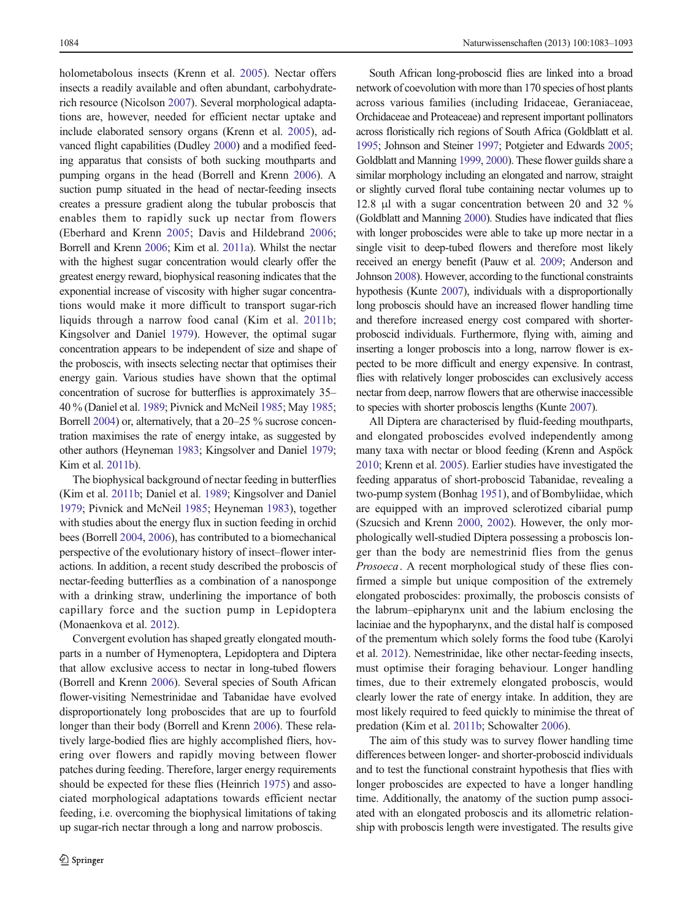holometabolous insects (Krenn et al. 2005). Nectar offers insects a readily available and often abundant, carbohydrate-rich resource (Nicolson 2007). Several morphological adaptations are, however, needed for efficient nectar uptake and include elaborated sensory organs (Krenn et al. 2005), advanced flight capabilities (Dudley 2000) and a modified feeding apparatus that consists of both sucking mouthparts and pumping organs in the head (Borrell and Krenn 2006). A suction pump situated in the head of nectar-feeding insects creates a pressure gradient along the tubular proboscis that enables them to rapidly suck up nectar from flowers (Eberhard and Krenn 2005; Davis and Hildebrand 2006; Borrell and Krenn 2006; Kim et al. 2011a). Whilst the nectar with the highest sugar concentration would clearly offer the greatest energy reward, biophysical reasoning indicates that the exponential increase of viscosity with higher sugar concentrations would make it more difficult to transport sugar-rich liquids through a narrow food canal (Kim et al. 2011b; Kingsolver and Daniel 1979). However, the optimal sugar concentration appears to be independent of size and shape of the proboscis, with insects selecting nectar that optimises their energy gain. Various studies have shown that the optimal concentration of sucrose for butterflies is approximately 35–40 % (Daniel et al. 1989; Pivnick and McNeil 1985; May 1985; Borrell 2004) or, alternatively, that a 20–25 % sucrose concentration maximises the rate of energy intake, as suggested by other authors (Heyneman 1983; Kingsolver and Daniel 1979; Kim et al. 2011b).

The biophysical background of nectar feeding in butterflies (Kim et al. 2011b; Daniel et al. 1989; Kingsolver and Daniel 1979; Pivnick and McNeil 1985; Heyneman 1983), together with studies about the energy flux in suction feeding in orchid bees (Borrell 2004, 2006), has contributed to a biomechanical perspective of the evolutionary history of insect–flower interactions. In addition, a recent study described the proboscis of nectar-feeding butterflies as a combination of a nanosponge with a drinking straw, underlining the importance of both capillary force and the suction pump in Lepidoptera (Monaenkova et al. 2012).

Convergent evolution has shaped greatly elongated mouthparts in a number of Hymenoptera, Lepidoptera and Diptera that allow exclusive access to nectar in long-tubed flowers (Borrell and Krenn 2006). Several species of South African flower-visiting Nemestrinidae and Tabanidae have evolved disproportionately long proboscides that are up to fourfold longer than their body (Borrell and Krenn 2006). These relatively large-bodied flies are highly accomplished fliers, hovering over flowers and rapidly moving between flower patches during feeding. Therefore, larger energy requirements should be expected for these flies (Heinrich 1975) and associated morphological adaptations towards efficient nectar feeding, i.e. overcoming the biophysical limitations of taking up sugar-rich nectar through a long and narrow proboscis.

South African long-proboscid flies are linked into a broad network of coevolution with more than 170 species of host plants across various families (including Iridaceae, Geraniaceae, Orchidaceae and Proteaceae) and represent important pollinators across floristically rich regions of South Africa (Goldblatt et al. 1995; Johnson and Steiner 1997; Potgieter and Edwards 2005; Goldblatt and Manning 1999, 2000). These flower guilds share a similar morphology including an elongated and narrow, straight or slightly curved floral tube containing nectar volumes up to 12.8 μl with a sugar concentration between 20 and 32 % (Goldblatt and Manning 2000). Studies have indicated that flies with longer proboscides were able to take up more nectar in a single visit to deep-tubed flowers and therefore most likely received an energy benefit (Pauw et al. 2009; Anderson and Johnson 2008). However, according to the functional constraints hypothesis (Kunte 2007), individuals with a disproportionally long proboscis should have an increased flower handling time and therefore increased energy cost compared with shorter-proboscid individuals. Furthermore, flying with, aiming and inserting a longer proboscis into a long, narrow flower is expected to be more difficult and energy expensive. In contrast, flies with relatively longer proboscides can exclusively access nectar from deep, narrow flowers that are otherwise inaccessible to species with shorter proboscis lengths (Kunte 2007).

All Diptera are characterised by fluid-feeding mouthparts, and elongated proboscides evolved independently among many taxa with nectar or blood feeding (Krenn and Aspöck 2010; Krenn et al. 2005). Earlier studies have investigated the feeding apparatus of short-proboscid Tabanidae, revealing a two-pump system (Bonhag 1951), and of Bombyliidae, which are equipped with an improved sclerotized cibarial pump (Szucsich and Krenn 2000, 2002). However, the only morphologically well-studied Diptera possessing a proboscis longer than the body are nemestrinid flies from the genus *Prosoeca*. A recent morphological study of these flies confirmed a simple but unique composition of the extremely elongated proboscides: proximally, the proboscis consists of the labrum–epipharynx unit and the labium enclosing the laciniae and the hypopharynx, and the distal half is composed of the prementum which solely forms the food tube (Karolyi et al. 2012). Nemestrinidae, like other nectar-feeding insects, must optimise their foraging behaviour. Longer handling times, due to their extremely elongated proboscis, would clearly lower the rate of energy intake. In addition, they are most likely required to feed quickly to minimise the threat of predation (Kim et al. 2011b; Schowalter 2006).

The aim of this study was to survey flower handling time differences between longer- and shorter-proboscid individuals and to test the functional constraint hypothesis that flies with longer proboscides are expected to have a longer handling time. Additionally, the anatomy of the suction pump associated with an elongated proboscis and its allometric relationship with proboscis length were investigated. The results give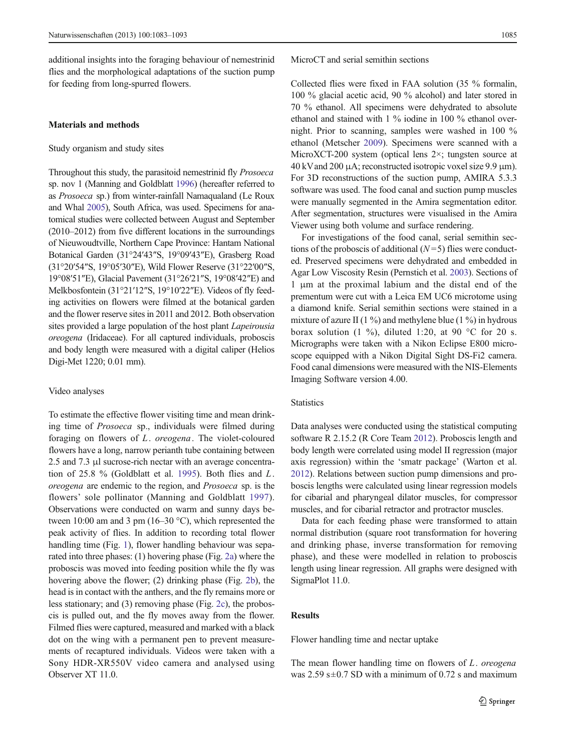additional insights into the foraging behaviour of nemestrinid flies and the morphological adaptations of the suction pump for feeding from long-spurred flowers.

## Materials and methods

### Study organism and study sites

Throughout this study, the parasitoid nemestrinid fly *Prosoeca* sp. nov 1 (Manning and Goldblatt 1996) (hereafter referred to as *Prosoeca* sp.) from winter-rainfall Namaqualand (Le Roux and Whal 2005), South Africa, was used. Specimens for anatomical studies were collected between August and September (2010–2012) from five different locations in the surroundings of Nieuwoudtville, Northern Cape Province: Hantam National Botanical Garden (31°24′43″S, 19°09′43″E), Grasberg Road (31°20′54″S, 19°05′30″E), Wild Flower Reserve (31°22′00″S, 19°08′51″E), Glacial Pavement (31°26′21″S, 19°08′42″E) and Melkbosfontein (31°21′12″S, 19°10′22″E). Videos of fly feeding activities on flowers were filmed at the botanical garden and the flower reserve sites in 2011 and 2012. Both observation sites provided a large population of the host plant *Lapeirousia oreogena* (Iridaceae). For all captured individuals, proboscis and body length were measured with a digital caliper (Helios Digi-Met 1220; 0.01 mm).

### Video analyses

To estimate the effective flower visiting time and mean drinking time of *Prosoeca* sp., individuals were filmed during foraging on flowers of *L. oreogena*. The violet-coloured flowers have a long, narrow perianth tube containing between 2.5 and 7.3 μl sucrose-rich nectar with an average concentration of 25.8 % (Goldblatt et al. 1995). Both flies and *L. oreogena* are endemic to the region, and *Prosoeca* sp. is the flowers' sole pollinator (Manning and Goldblatt 1997). Observations were conducted on warm and sunny days between 10:00 am and 3 pm (16–30 °C), which represented the peak activity of flies. In addition to recording total flower handling time (Fig. 1), flower handling behaviour was separated into three phases: (1) hovering phase (Fig. 2a) where the proboscis was moved into feeding position while the fly was hovering above the flower; (2) drinking phase (Fig. 2b), the head is in contact with the anthers, and the fly remains more or less stationary; and (3) removing phase (Fig. 2c), the proboscis is pulled out, and the fly moves away from the flower. Filmed flies were captured, measured and marked with a black dot on the wing with a permanent pen to prevent measurements of recaptured individuals. Videos were taken with a Sony HDR-XR550V video camera and analysed using Observer XT 11.0.

### MicroCT and serial semithin sections

Collected flies were fixed in FAA solution (35 % formalin, 100 % glacial acetic acid, 90 % alcohol) and later stored in 70 % ethanol. All specimens were dehydrated to absolute ethanol and stained with 1 % iodine in 100 % ethanol overnight. Prior to scanning, samples were washed in 100 % ethanol (Metscher 2009). Specimens were scanned with a MicroXCT-200 system (optical lens 2×; tungsten source at 40 kV and 200 μA; reconstructed isotropic voxel size 9.9 μm). For 3D reconstructions of the suction pump, AMIRA 5.3.3 software was used. The food canal and suction pump muscles were manually segmented in the Amira segmentation editor. After segmentation, structures were visualised in the Amira Viewer using both volume and surface rendering.

For investigations of the food canal, serial semithin sections of the proboscis of additional ($N=5$) flies were conducted. Preserved specimens were dehydrated and embedded in Agar Low Viscosity Resin (Pernstich et al. 2003). Sections of 1 μm at the proximal labium and the distal end of the prementum were cut with a Leica EM UC6 microtome using a diamond knife. Serial semithin sections were stained in a mixture of azure II (1 %) and methylene blue (1 %) in hydrous borax solution (1 %), diluted 1:20, at 90 °C for 20 s. Micrographs were taken with a Nikon Eclipse E800 microscope equipped with a Nikon Digital Sight DS-Fi2 camera. Food canal dimensions were measured with the NIS-Elements Imaging Software version 4.00.

### Statistics

Data analyses were conducted using the statistical computing software R 2.15.2 (R Core Team 2012). Proboscis length and body length were correlated using model II regression (major axis regression) within the 'smatr package' (Warton et al. 2012). Relations between suction pump dimensions and proboscis lengths were calculated using linear regression models for cibarial and pharyngeal dilator muscles, for compressor muscles, and for cibarial retractor and protractor muscles.

Data for each feeding phase were transformed to attain normal distribution (square root transformation for hovering and drinking phase, inverse transformation for removing phase), and these were modelled in relation to proboscis length using linear regression. All graphs were designed with SigmaPlot 11.0.

## Results

### Flower handling time and nectar uptake

The mean flower handling time on flowers of *L. oreogena* was 2.59 s±0.7 SD with a minimum of 0.72 s and maximum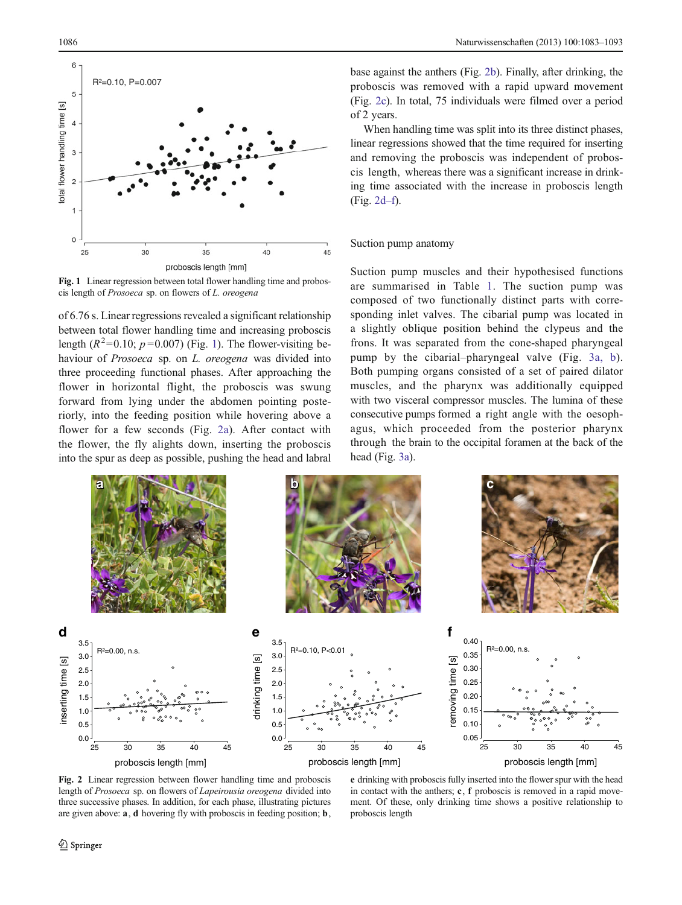Fig. 1 Linear regression between total flower handling time and proboscis length of *Prosoeca* sp. on flowers of *L. oreogena*

of 6.76 s. Linear regressions revealed a significant relationship between total flower handling time and increasing proboscis length ($R^2$=0.10; $p$=0.007) (Fig. 1). The flower-visiting behaviour of *Prosoeca* sp. on *L. oreogena* was divided into three proceeding functional phases. After approaching the flower in horizontal flight, the proboscis was swung forward from lying under the abdomen pointing posteriorly, into the feeding position while hovering above a flower for a few seconds (Fig. 2a). After contact with the flower, the fly alights down, inserting the proboscis into the spur as deep as possible, pushing the head and labral base against the anthers (Fig. 2b). Finally, after drinking, the proboscis was removed with a rapid upward movement (Fig. 2c). In total, 75 individuals were filmed over a period of 2 years.

When handling time was split into its three distinct phases, linear regressions showed that the time required for inserting and removing the proboscis was independent of proboscis length, whereas there was a significant increase in drinking time associated with the increase in proboscis length (Fig. 2d–f).

## Suction pump anatomy

Suction pump muscles and their hypothesised functions are summarised in Table 1. The suction pump was composed of two functionally distinct parts with corresponding inlet valves. The cibarial pump was located in a slightly oblique position behind the clypeus and the frons. It was separated from the cone-shaped pharyngeal pump by the cibarial–pharyngeal valve (Fig. 3a, b). Both pumping organs consisted of a set of paired dilator muscles, and the pharynx was additionally equipped with two visceral compressor muscles. The lumina of these consecutive pumps formed a right angle with the oesophagus, which proceeded from the posterior pharynx through the brain to the occipital foramen at the back of the head (Fig. 3a).

Fig. 2 Linear regression between flower handling time and proboscis length of *Prosoeca* sp. on flowers of *Lapeirousia oreogena* divided into three successive phases. In addition, for each phase, illustrating pictures are given above: **a**, **d** hovering fly with proboscis in feeding position; **b**, **e** drinking with proboscis fully inserted into the flower spur with the head in contact with the anthers; **c**, **f** proboscis is removed in a rapid movement. Of these, only drinking time shows a positive relationship to proboscis length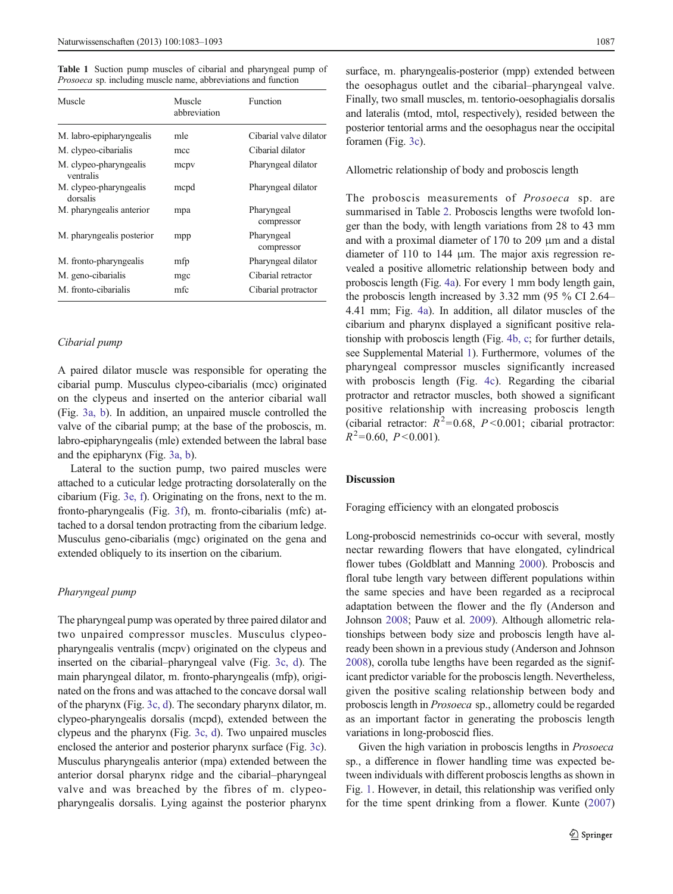**Table 1** Suction pump muscles of cibarial and pharyngeal pump of *Prosoeca* sp. including muscle name, abbreviations and function

| Muscle | Muscle abbreviation | Function |
|---|---|---|
| M. labro-epipharyngealis | mle | Cibarial valve dilator |
| M. clypeo-cibarialis | mcc | Cibarial dilator |
| M. clypeo-pharyngealis ventralis | mcpv | Pharyngeal dilator |
| M. clypeo-pharyngealis dorsalis | mcpd | Pharyngeal dilator |
| M. pharyngealis anterior | mpa | Pharyngeal compressor |
| M. pharyngealis posterior | mpp | Pharyngeal compressor |
| M. fronto-pharyngealis | mfp | Pharyngeal dilator |
| M. geno-cibarialis | mgc | Cibarial retractor |
| M. fronto-cibarialis | mfc | Cibarial protractor |

### Cibarial pump

A paired dilator muscle was responsible for operating the cibarial pump. Musculus clypeo-cibarialis (mcc) originated on the clypeus and inserted on the anterior cibarial wall (Fig. 3a, b). In addition, an unpaired muscle controlled the valve of the cibarial pump; at the base of the proboscis, m. labro-epipharyngealis (mle) extended between the labral base and the epipharynx (Fig. 3a, b).

Lateral to the suction pump, two paired muscles were attached to a cuticular ledge protracting dorsolaterally on the cibarium (Fig. 3e, f). Originating on the frons, next to the m. fronto-pharyngealis (Fig. 3f), m. fronto-cibarialis (mfc) attached to a dorsal tendon protracting from the cibarium ledge. Musculus geno-cibarialis (mgc) originated on the gena and extended obliquely to its insertion on the cibarium.

### Pharyngeal pump

The pharyngeal pump was operated by three paired dilator and two unpaired compressor muscles. Musculus clypeo-pharyngealis ventralis (mcpv) originated on the clypeus and inserted on the cibarial–pharyngeal valve (Fig. 3c, d). The main pharyngeal dilator, m. fronto-pharyngealis (mfp), originated on the frons and was attached to the concave dorsal wall of the pharynx (Fig. 3c, d). The secondary pharynx dilator, m. clypeo-pharyngealis dorsalis (mcpd), extended between the clypeus and the pharynx (Fig. 3c, d). Two unpaired muscles enclosed the anterior and posterior pharynx surface (Fig. 3c). Musculus pharyngealis anterior (mpa) extended between the anterior dorsal pharynx ridge and the cibarial–pharyngeal valve and was breached by the fibres of m. clypeo-pharyngealis dorsalis. Lying against the posterior pharynx surface, m. pharyngealis-posterior (mpp) extended between the oesophagus outlet and the cibarial–pharyngeal valve. Finally, two small muscles, m. tentorio-oesophagialis dorsalis and lateralis (mtod, mtol, respectively), resided between the posterior tentorial arms and the oesophagus near the occipital foramen (Fig. 3c).

### Allometric relationship of body and proboscis length

The proboscis measurements of *Prosoeca* sp. are summarised in Table 2. Proboscis lengths were twofold longer than the body, with length variations from 28 to 43 mm and with a proximal diameter of 170 to 209 μm and a distal diameter of 110 to 144 μm. The major axis regression revealed a positive allometric relationship between body and proboscis length (Fig. 4a). For every 1 mm body length gain, the proboscis length increased by 3.32 mm (95 % CI 2.64–4.41 mm; Fig. 4a). In addition, all dilator muscles of the cibarium and pharynx displayed a significant positive relationship with proboscis length (Fig. 4b, c; for further details, see Supplemental Material 1). Furthermore, volumes of the pharyngeal compressor muscles significantly increased with proboscis length (Fig. 4c). Regarding the cibarial protractor and retractor muscles, both showed a significant positive relationship with increasing proboscis length (cibarial retractor: $R^2$=0.68, $P$<0.001; cibarial protractor: $R^2$=0.60, $P$<0.001).

## Discussion

### Foraging efficiency with an elongated proboscis

Long-proboscid nemestrinids co-occur with several, mostly nectar rewarding flowers that have elongated, cylindrical flower tubes (Goldblatt and Manning 2000). Proboscis and floral tube length vary between different populations within the same species and have been regarded as a reciprocal adaptation between the flower and the fly (Anderson and Johnson 2008; Pauw et al. 2009). Although allometric relationships between body size and proboscis length have already been shown in a previous study (Anderson and Johnson 2008), corolla tube lengths have been regarded as the significant predictor variable for the proboscis length. Nevertheless, given the positive scaling relationship between body and proboscis length in *Prosoeca* sp., allometry could be regarded as an important factor in generating the proboscis length variations in long-proboscid flies.

Given the high variation in proboscis lengths in *Prosoeca* sp., a difference in flower handling time was expected between individuals with different proboscis lengths as shown in Fig. 1. However, in detail, this relationship was verified only for the time spent drinking from a flower. Kunte (2007)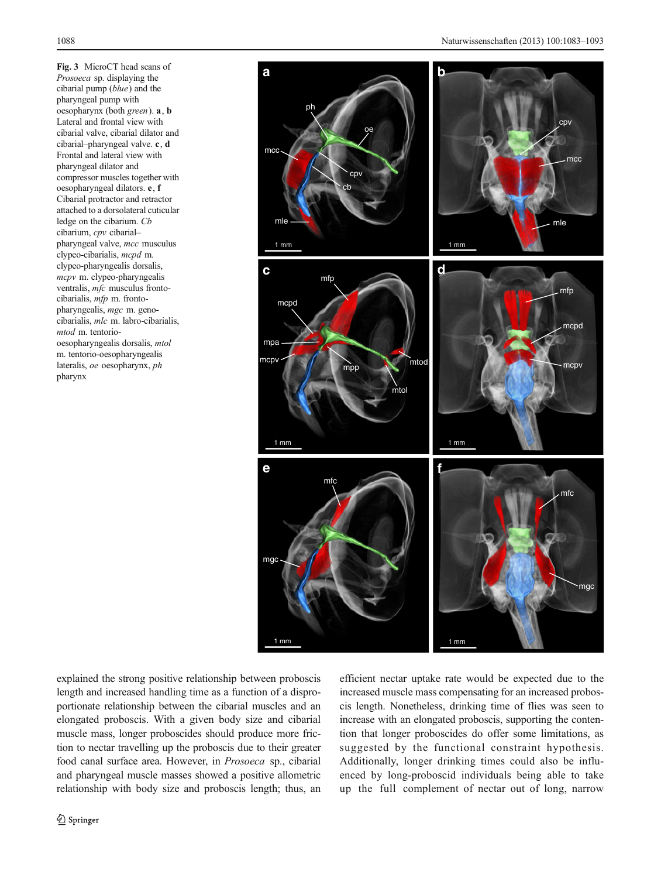**Fig. 3** MicroCT head scans of *Prosoeca* sp. displaying the cibarial pump (*blue*) and the pharyngeal pump with oesopharynx (both *green*). **a**, **b** Lateral and frontal view with cibarial valve, cibarial dilator and cibarial–pharyngeal valve. **c**, **d** Frontal and lateral view with pharyngeal dilator and compressor muscles together with oesopharyngeal dilators. **e**, **f** Cibarial protractor and retractor attached to a dorsolateral cuticular ledge on the cibarium. *Cb* cibarium, *cpv* cibarial–pharyngeal valve, *mcc* musculus clypeo-cibarialis, *mcpd* m. clypeo-pharyngealis dorsalis, *mcpv* m. clypeo-pharyngealis ventralis, *mfc* musculus fronto-cibarialis, *mfp* m. fronto-pharyngealis, *mgc* m. geno-cibarialis, *mlc* m. labro-cibarialis, *mtod* m. tentorio-oesopharyngealis dorsalis, *mtol* m. tentorio-oesopharyngealis lateralis, *oe* oesopharynx, *ph* pharynx

explained the strong positive relationship between proboscis length and increased handling time as a function of a disproportionate relationship between the cibarial muscles and an elongated proboscis. With a given body size and cibarial muscle mass, longer proboscides should produce more friction to nectar travelling up the proboscis due to their greater food canal surface area. However, in *Prosoeca* sp., cibarial and pharyngeal muscle masses showed a positive allometric relationship with body size and proboscis length; thus, an efficient nectar uptake rate would be expected due to the increased muscle mass compensating for an increased proboscis length. Nonetheless, drinking time of flies was seen to increase with an elongated proboscis, supporting the contention that longer proboscides do offer some limitations, as suggested by the functional constraint hypothesis. Additionally, longer drinking times could also be influenced by long-proboscid individuals being able to take up the full complement of nectar out of long, narrow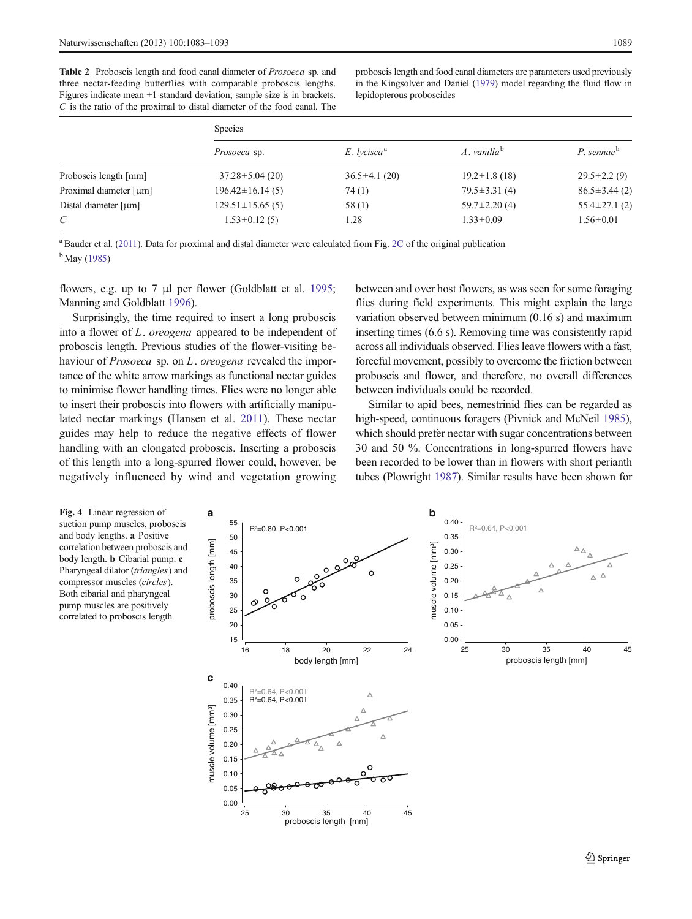**Table 2** Proboscis length and food canal diameter of *Prosoeca* sp. and three nectar-feeding butterflies with comparable proboscis lengths. Figures indicate mean +1 standard deviation; sample size is in brackets. *C* is the ratio of the proximal to distal diameter of the food canal. The proboscis length and food canal diameters are parameters used previously in the Kingsolver and Daniel (1979) model regarding the fluid flow in lepidopterous proboscides

| | Species | | | |
|---|---|---|---|---|
| | *Prosoeca* sp. | *E. lycisca*[a] | *A. vanilla*[b] | *P. sennae*[b] |
| Proboscis length [mm] | 37.28±5.04 (20) | 36.5±4.1 (20) | 19.2±1.8 (18) | 29.5±2.2 (9) |
| Proximal diameter [μm] | 196.42±16.14 (5) | 74 (1) | 79.5±3.31 (4) | 86.5±3.44 (2) |
| Distal diameter [μm] | 129.51±15.65 (5) | 58 (1) | 59.7±2.20 (4) | 55.4±27.1 (2) |
| *C* | 1.53±0.12 (5) | 1.28 | 1.33±0.09 | 1.56±0.01 |

[a] Bauder et al. (2011). Data for proximal and distal diameter were calculated from Fig. 2C of the original publication

[b] May (1985)

flowers, e.g. up to 7 μl per flower (Goldblatt et al. 1995; Manning and Goldblatt 1996).

Surprisingly, the time required to insert a long proboscis into a flower of *L. oreogena* appeared to be independent of proboscis length. Previous studies of the flower-visiting behaviour of *Prosoeca* sp. on *L. oreogena* revealed the importance of the white arrow markings as functional nectar guides to minimise flower handling times. Flies were no longer able to insert their proboscis into flowers with artificially manipulated nectar markings (Hansen et al. 2011). These nectar guides may help to reduce the negative effects of flower handling with an elongated proboscis. Inserting a proboscis of this length into a long-spurred flower could, however, be negatively influenced by wind and vegetation growing between and over host flowers, as was seen for some foraging flies during field experiments. This might explain the large variation observed between minimum (0.16 s) and maximum inserting times (6.6 s). Removing time was consistently rapid across all individuals observed. Flies leave flowers with a fast, forceful movement, possibly to overcome the friction between proboscis and flower, and therefore, no overall differences between individuals could be recorded.

Similar to apid bees, nemestrinid flies can be regarded as high-speed, continuous foragers (Pivnick and McNeil 1985), which should prefer nectar with sugar concentrations between 30 and 50 %. Concentrations in long-spurred flowers have been recorded to be lower than in flowers with short perianth tubes (Plowright 1987). Similar results have been shown for

**Fig. 4** Linear regression of suction pump muscles, proboscis and body lengths. **a** Positive correlation between proboscis and body length. **b** Cibarial pump. **c** Pharyngeal dilator (*triangles*) and compressor muscles (*circles*). Both cibarial and pharyngeal pump muscles are positively correlated to proboscis length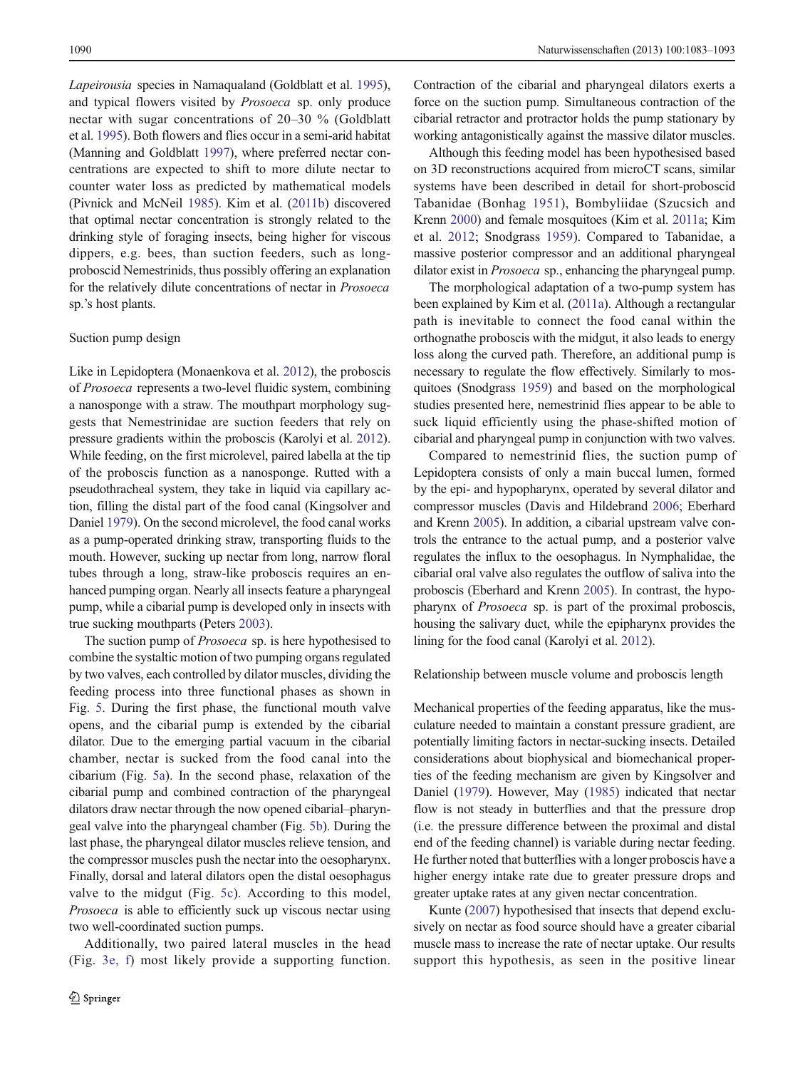*Lapeirousia* species in Namaqualand (Goldblatt et al. 1995), and typical flowers visited by *Prosoeca* sp. only produce nectar with sugar concentrations of 20–30 % (Goldblatt et al. 1995). Both flowers and flies occur in a semi-arid habitat (Manning and Goldblatt 1997), where preferred nectar concentrations are expected to shift to more dilute nectar to counter water loss as predicted by mathematical models (Pivnick and McNeil 1985). Kim et al. (2011b) discovered that optimal nectar concentration is strongly related to the drinking style of foraging insects, being higher for viscous dippers, e.g. bees, than suction feeders, such as long-proboscid Nemestrinids, thus possibly offering an explanation for the relatively dilute concentrations of nectar in *Prosoeca* sp.'s host plants.

### Suction pump design

Like in Lepidoptera (Monaenkova et al. 2012), the proboscis of *Prosoeca* represents a two-level fluidic system, combining a nanosponge with a straw. The mouthpart morphology suggests that Nemestrinidae are suction feeders that rely on pressure gradients within the proboscis (Karolyi et al. 2012). While feeding, on the first microlevel, paired labella at the tip of the proboscis function as a nanosponge. Rutted with a pseudothracheal system, they take in liquid via capillary action, filling the distal part of the food canal (Kingsolver and Daniel 1979). On the second microlevel, the food canal works as a pump-operated drinking straw, transporting fluids to the mouth. However, sucking up nectar from long, narrow floral tubes through a long, straw-like proboscis requires an enhanced pumping organ. Nearly all insects feature a pharyngeal pump, while a cibarial pump is developed only in insects with true sucking mouthparts (Peters 2003).

The suction pump of *Prosoeca* sp. is here hypothesised to combine the systaltic motion of two pumping organs regulated by two valves, each controlled by dilator muscles, dividing the feeding process into three functional phases as shown in Fig. 5. During the first phase, the functional mouth valve opens, and the cibarial pump is extended by the cibarial dilator. Due to the emerging partial vacuum in the cibarial chamber, nectar is sucked from the food canal into the cibarium (Fig. 5a). In the second phase, relaxation of the cibarial pump and combined contraction of the pharyngeal dilators draw nectar through the now opened cibarial–pharyngeal valve into the pharyngeal chamber (Fig. 5b). During the last phase, the pharyngeal dilator muscles relieve tension, and the compressor muscles push the nectar into the oesopharynx. Finally, dorsal and lateral dilators open the distal oesophagus valve to the midgut (Fig. 5c). According to this model, *Prosoeca* is able to efficiently suck up viscous nectar using two well-coordinated suction pumps.

Additionally, two paired lateral muscles in the head (Fig. 3e, f) most likely provide a supporting function. Contraction of the cibarial and pharyngeal dilators exerts a force on the suction pump. Simultaneous contraction of the cibarial retractor and protractor holds the pump stationary by working antagonistically against the massive dilator muscles.

Although this feeding model has been hypothesised based on 3D reconstructions acquired from microCT scans, similar systems have been described in detail for short-proboscid Tabanidae (Bonhag 1951), Bombyliidae (Szucsich and Krenn 2000) and female mosquitoes (Kim et al. 2011a; Kim et al. 2012; Snodgrass 1959). Compared to Tabanidae, a massive posterior compressor and an additional pharyngeal dilator exist in *Prosoeca* sp., enhancing the pharyngeal pump.

The morphological adaptation of a two-pump system has been explained by Kim et al. (2011a). Although a rectangular path is inevitable to connect the food canal within the orthognathe proboscis with the midgut, it also leads to energy loss along the curved path. Therefore, an additional pump is necessary to regulate the flow effectively. Similarly to mosquitoes (Snodgrass 1959) and based on the morphological studies presented here, nemestrinid flies appear to be able to suck liquid efficiently using the phase-shifted motion of cibarial and pharyngeal pump in conjunction with two valves.

Compared to nemestrinid flies, the suction pump of Lepidoptera consists of only a main buccal lumen, formed by the epi- and hypopharynx, operated by several dilator and compressor muscles (Davis and Hildebrand 2006; Eberhard and Krenn 2005). In addition, a cibarial upstream valve controls the entrance to the actual pump, and a posterior valve regulates the influx to the oesophagus. In Nymphalidae, the cibarial oral valve also regulates the outflow of saliva into the proboscis (Eberhard and Krenn 2005). In contrast, the hypopharynx of *Prosoeca* sp. is part of the proximal proboscis, housing the salivary duct, while the epipharynx provides the lining for the food canal (Karolyi et al. 2012).

### Relationship between muscle volume and proboscis length

Mechanical properties of the feeding apparatus, like the musculature needed to maintain a constant pressure gradient, are potentially limiting factors in nectar-sucking insects. Detailed considerations about biophysical and biomechanical properties of the feeding mechanism are given by Kingsolver and Daniel (1979). However, May (1985) indicated that nectar flow is not steady in butterflies and that the pressure drop (i.e. the pressure difference between the proximal and distal end of the feeding channel) is variable during nectar feeding. He further noted that butterflies with a longer proboscis have a higher energy intake rate due to greater pressure drops and greater uptake rates at any given nectar concentration.

Kunte (2007) hypothesised that insects that depend exclusively on nectar as food source should have a greater cibarial muscle mass to increase the rate of nectar uptake. Our results support this hypothesis, as seen in the positive linear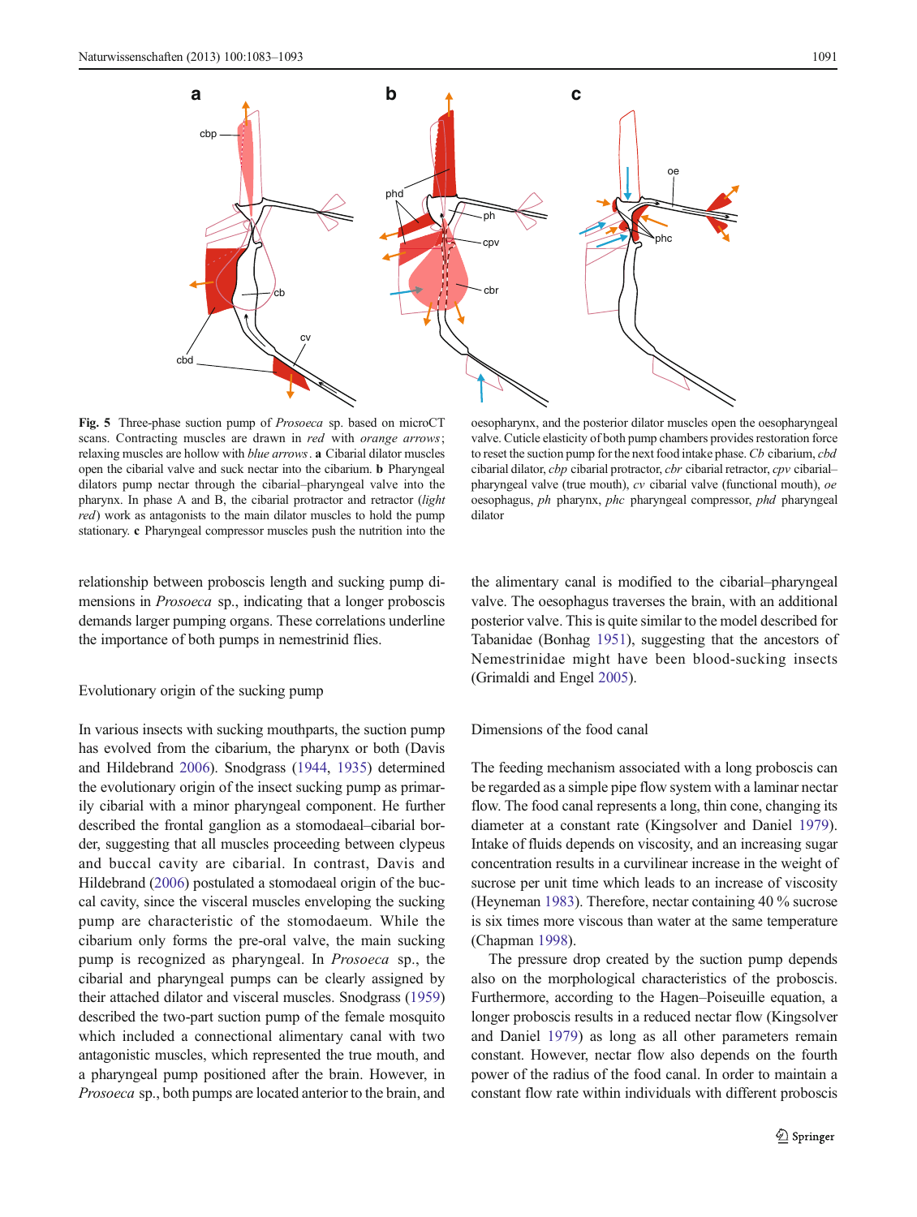**Fig. 5** Three-phase suction pump of *Prosoeca* sp. based on microCT scans. Contracting muscles are drawn in *red* with *orange arrows*; relaxing muscles are hollow with *blue arrows*. **a** Cibarial dilator muscles open the cibarial valve and suck nectar into the cibarium. **b** Pharyngeal dilators pump nectar through the cibarial–pharyngeal valve into the pharynx. In phase A and B, the cibarial protractor and retractor (*light red*) work as antagonists to the main dilator muscles to hold the pump stationary. **c** Pharyngeal compressor muscles push the nutrition into the oesopharynx, and the posterior dilator muscles open the oesopharyngeal valve. Cuticle elasticity of both pump chambers provides restoration force to reset the suction pump for the next food intake phase. *Cb* cibarium, *cbd* cibarial dilator, *cbp* cibarial protractor, *cbr* cibarial retractor, *cpv* cibarial–pharyngeal valve (true mouth), *cv* cibarial valve (functional mouth), *oe* oesophagus, *ph* pharynx, *phc* pharyngeal compressor, *phd* pharyngeal dilator

relationship between proboscis length and sucking pump dimensions in *Prosoeca* sp., indicating that a longer proboscis demands larger pumping organs. These correlations underline the importance of both pumps in nemestrinid flies.

## Evolutionary origin of the sucking pump

In various insects with sucking mouthparts, the suction pump has evolved from the cibarium, the pharynx or both (Davis and Hildebrand 2006). Snodgrass (1944, 1935) determined the evolutionary origin of the insect sucking pump as primarily cibarial with a minor pharyngeal component. He further described the frontal ganglion as a stomodaeal–cibarial border, suggesting that all muscles proceeding between clypeus and buccal cavity are cibarial. In contrast, Davis and Hildebrand (2006) postulated a stomodaeal origin of the buccal cavity, since the visceral muscles enveloping the sucking pump are characteristic of the stomodaeum. While the cibarium only forms the pre-oral valve, the main sucking pump is recognized as pharyngeal. In *Prosoeca* sp., the cibarial and pharyngeal pumps can be clearly assigned by their attached dilator and visceral muscles. Snodgrass (1959) described the two-part suction pump of the female mosquito which included a connectional alimentary canal with two antagonistic muscles, which represented the true mouth, and a pharyngeal pump positioned after the brain. However, in *Prosoeca* sp., both pumps are located anterior to the brain, and the alimentary canal is modified to the cibarial–pharyngeal valve. The oesophagus traverses the brain, with an additional posterior valve. This is quite similar to the model described for Tabanidae (Bonhag 1951), suggesting that the ancestors of Nemestrinidae might have been blood-sucking insects (Grimaldi and Engel 2005).

## Dimensions of the food canal

The feeding mechanism associated with a long proboscis can be regarded as a simple pipe flow system with a laminar nectar flow. The food canal represents a long, thin cone, changing its diameter at a constant rate (Kingsolver and Daniel 1979). Intake of fluids depends on viscosity, and an increasing sugar concentration results in a curvilinear increase in the weight of sucrose per unit time which leads to an increase of viscosity (Heyneman 1983). Therefore, nectar containing 40 % sucrose is six times more viscous than water at the same temperature (Chapman 1998).

The pressure drop created by the suction pump depends also on the morphological characteristics of the proboscis. Furthermore, according to the Hagen–Poiseuille equation, a longer proboscis results in a reduced nectar flow (Kingsolver and Daniel 1979) as long as all other parameters remain constant. However, nectar flow also depends on the fourth power of the radius of the food canal. In order to maintain a constant flow rate within individuals with different proboscis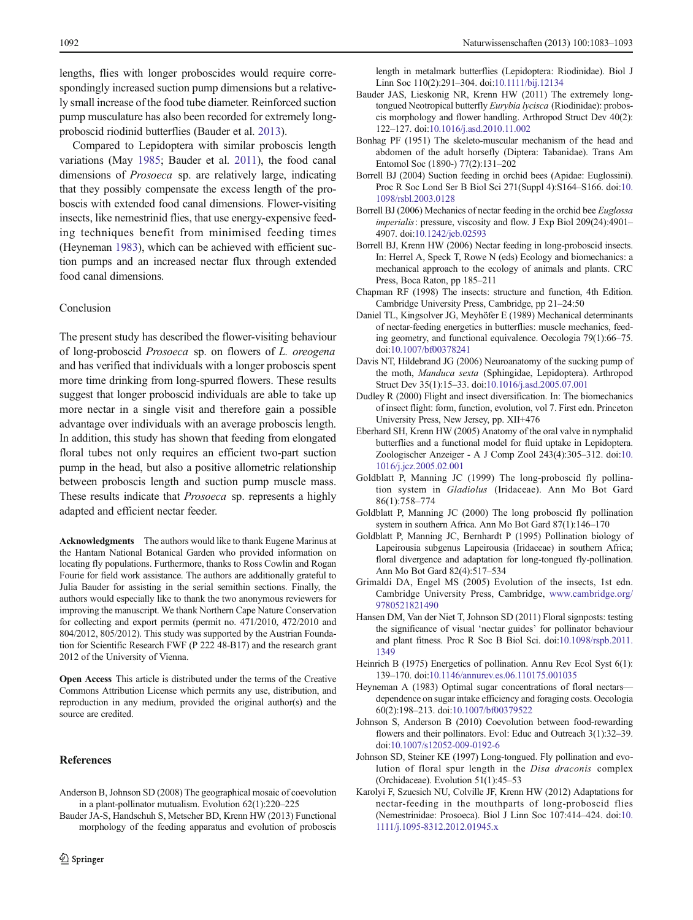lengths, flies with longer proboscides would require correspondingly increased suction pump dimensions but a relatively small increase of the food tube diameter. Reinforced suction pump musculature has also been recorded for extremely long-proboscid riodinid butterflies (Bauder et al. 2013).

Compared to Lepidoptera with similar proboscis length variations (May 1985; Bauder et al. 2011), the food canal dimensions of *Prosoeca* sp. are relatively large, indicating that they possibly compensate the excess length of the proboscis with extended food canal dimensions. Flower-visiting insects, like nemestrinid flies, that use energy-expensive feeding techniques benefit from minimised feeding times (Heyneman 1983), which can be achieved with efficient suction pumps and an increased nectar flux through extended food canal dimensions.

## Conclusion

The present study has described the flower-visiting behaviour of long-proboscid *Prosoeca* sp. on flowers of *L. oreogena* and has verified that individuals with a longer proboscis spent more time drinking from long-spurred flowers. These results suggest that longer proboscid individuals are able to take up more nectar in a single visit and therefore gain a possible advantage over individuals with an average proboscis length. In addition, this study has shown that feeding from elongated floral tubes not only requires an efficient two-part suction pump in the head, but also a positive allometric relationship between proboscis length and suction pump muscle mass. These results indicate that *Prosoeca* sp. represents a highly adapted and efficient nectar feeder.

**Acknowledgments** The authors would like to thank Eugene Marinus at the Hantam National Botanical Garden who provided information on locating fly populations. Furthermore, thanks to Ross Cowlin and Rogan Fourie for field work assistance. The authors are additionally grateful to Julia Bauder for assisting in the serial semithin sections. Finally, the authors would especially like to thank the two anonymous reviewers for improving the manuscript. We thank Northern Cape Nature Conservation for collecting and export permits (permit no. 471/2010, 472/2010 and 804/2012, 805/2012). This study was supported by the Austrian Foundation for Scientific Research FWF (P 222 48-B17) and the research grant 2012 of the University of Vienna.

**Open Access** This article is distributed under the terms of the Creative Commons Attribution License which permits any use, distribution, and reproduction in any medium, provided the original author(s) and the source are credited.

## References

Anderson B, Johnson SD (2008) The geographical mosaic of coevolution in a plant-pollinator mutualism. Evolution 62(1):220–225

Bauder JA-S, Handschuh S, Metscher BD, Krenn HW (2013) Functional morphology of the feeding apparatus and evolution of proboscis length in metalmark butterflies (Lepidoptera: Riodinidae). Biol J Linn Soc 110(2):291–304. doi:10.1111/bij.12134

Bauder JAS, Lieskonig NR, Krenn HW (2011) The extremely long-tongued Neotropical butterfly *Eurybia lycisca* (Riodinidae): proboscis morphology and flower handling. Arthropod Struct Dev 40(2): 122–127. doi:10.1016/j.asd.2010.11.002

Bonhag PF (1951) The skeleto-muscular mechanism of the head and abdomen of the adult horsefly (Diptera: Tabanidae). Trans Am Entomol Soc (1890-) 77(2):131–202

Borrell BJ (2004) Suction feeding in orchid bees (Apidae: Euglossini). Proc R Soc Lond Ser B Biol Sci 271(Suppl 4):S164–S166. doi:10.1098/rsbl.2003.0128

Borrell BJ (2006) Mechanics of nectar feeding in the orchid bee *Euglossa imperialis*: pressure, viscosity and flow. J Exp Biol 209(24):4901–4907. doi:10.1242/jeb.02593

Borrell BJ, Krenn HW (2006) Nectar feeding in long-proboscid insects. In: Herrel A, Speck T, Rowe N (eds) Ecology and biomechanics: a mechanical approach to the ecology of animals and plants. CRC Press, Boca Raton, pp 185–211

Chapman RF (1998) The insects: structure and function, 4th Edition. Cambridge University Press, Cambridge, pp 21–24:50

Daniel TL, Kingsolver JG, Meyhöfer E (1989) Mechanical determinants of nectar-feeding energetics in butterflies: muscle mechanics, feeding geometry, and functional equivalence. Oecologia 79(1):66–75. doi:10.1007/bf00378241

Davis NT, Hildebrand JG (2006) Neuroanatomy of the sucking pump of the moth, *Manduca sexta* (Sphingidae, Lepidoptera). Arthropod Struct Dev 35(1):15–33. doi:10.1016/j.asd.2005.07.001

Dudley R (2000) Flight and insect diversification. In: The biomechanics of insect flight: form, function, evolution, vol 7. First edn. Princeton University Press, New Jersey, pp. XII+476

Eberhard SH, Krenn HW (2005) Anatomy of the oral valve in nymphalid butterflies and a functional model for fluid uptake in Lepidoptera. Zoologischer Anzeiger - A J Comp Zool 243(4):305–312. doi:10.1016/j.jcz.2005.02.001

Goldblatt P, Manning JC (1999) The long-proboscid fly pollination system in *Gladiolus* (Iridaceae). Ann Mo Bot Gard 86(1):758–774

Goldblatt P, Manning JC (2000) The long proboscid fly pollination system in southern Africa. Ann Mo Bot Gard 87(1):146–170

Goldblatt P, Manning JC, Bernhardt P (1995) Pollination biology of Lapeirousia subgenus Lapeirousia (Iridaceae) in southern Africa; floral divergence and adaptation for long-tongued fly-pollination. Ann Mo Bot Gard 82(4):517–534

Grimaldi DA, Engel MS (2005) Evolution of the insects, 1st edn. Cambridge University Press, Cambridge, www.cambridge.org/9780521821490

Hansen DM, Van der Niet T, Johnson SD (2011) Floral signposts: testing the significance of visual 'nectar guides' for pollinator behaviour and plant fitness. Proc R Soc B Biol Sci. doi:10.1098/rspb.2011.1349

Heinrich B (1975) Energetics of pollination. Annu Rev Ecol Syst 6(1): 139–170. doi:10.1146/annurev.es.06.110175.001035

Heyneman A (1983) Optimal sugar concentrations of floral nectars—dependence on sugar intake efficiency and foraging costs. Oecologia 60(2):198–213. doi:10.1007/bf00379522

Johnson S, Anderson B (2010) Coevolution between food-rewarding flowers and their pollinators. Evol: Educ and Outreach 3(1):32–39. doi:10.1007/s12052-009-0192-6

Johnson SD, Steiner KE (1997) Long-tongued. Fly pollination and evolution of floral spur length in the *Disa draconis* complex (Orchidaceae). Evolution 51(1):45–53

Karolyi F, Szucsich NU, Colville JF, Krenn HW (2012) Adaptations for nectar-feeding in the mouthparts of long-proboscid flies (Nemestrinidae: Prosoeca). Biol J Linn Soc 107:414–424. doi:10.1111/j.1095-8312.2012.01945.x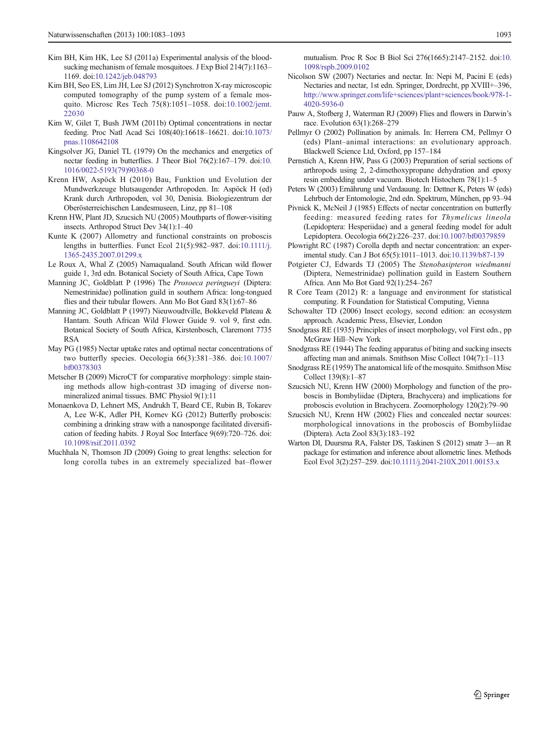Kim BH, Kim HK, Lee SJ (2011a) Experimental analysis of the blood-sucking mechanism of female mosquitoes. J Exp Biol 214(7):1163–1169. doi:10.1242/jeb.048793

Kim BH, Seo ES, Lim JH, Lee SJ (2012) Synchrotron X-ray microscopic computed tomography of the pump system of a female mosquito. Microsc Res Tech 75(8):1051–1058. doi:10.1002/jemt.22030

Kim W, Gilet T, Bush JWM (2011b) Optimal concentrations in nectar feeding. Proc Natl Acad Sci 108(40):16618–16621. doi:10.1073/pnas.1108642108

Kingsolver JG, Daniel TL (1979) On the mechanics and energetics of nectar feeding in butterflies. J Theor Biol 76(2):167–179. doi:10.1016/0022-5193(79)90368-0

Krenn HW, Aspöck H (2010) Bau, Funktion und Evolution der Mundwerkzeuge blutsaugender Arthropoden. In: Aspöck H (ed) Krank durch Arthropoden, vol 30, Denisia. Biologiezentrum der Oberösterreichischen Landesmuseen, Linz, pp 81–108

Krenn HW, Plant JD, Szucsich NU (2005) Mouthparts of flower-visiting insects. Arthropod Struct Dev 34(1):1–40

Kunte K (2007) Allometry and functional constraints on proboscis lengths in butterflies. Funct Ecol 21(5):982–987. doi:10.1111/j.1365-2435.2007.01299.x

Le Roux A, Whal Z (2005) Namaqualand. South African wild flower guide 1, 3rd edn. Botanical Society of South Africa, Cape Town

Manning JC, Goldblatt P (1996) The *Prosoeca peringueyi* (Diptera: Nemestrinidae) pollination guild in southern Africa: long-tongued flies and their tubular flowers. Ann Mo Bot Gard 83(1):67–86

Manning JC, Goldblatt P (1997) Nieuwoudtville, Bokkeveld Plateau & Hantam. South African Wild Flower Guide 9. vol 9, first edn. Botanical Society of South Africa, Kirstenbosch, Claremont 7735 RSA

May PG (1985) Nectar uptake rates and optimal nectar concentrations of two butterfly species. Oecologia 66(3):381–386. doi:10.1007/bf00378303

Metscher B (2009) MicroCT for comparative morphology: simple staining methods allow high-contrast 3D imaging of diverse non-mineralized animal tissues. BMC Physiol 9(1):11

Monaenkova D, Lehnert MS, Andrukh T, Beard CE, Rubin B, Tokarev A, Lee W-K, Adler PH, Kornev KG (2012) Butterfly proboscis: combining a drinking straw with a nanosponge facilitated diversification of feeding habits. J Royal Soc Interface 9(69):720–726. doi:10.1098/rsif.2011.0392

Muchhala N, Thomson JD (2009) Going to great lengths: selection for long corolla tubes in an extremely specialized bat–flower mutualism. Proc R Soc B Biol Sci 276(1665):2147–2152. doi:10.1098/rspb.2009.0102

Nicolson SW (2007) Nectaries and nectar. In: Nepi M, Pacini E (eds) Nectaries and nectar, 1st edn. Springer, Dordrecht, pp XVIII+–396, http://www.springer.com/life+sciences/plant+sciences/book/978-1-4020-5936-0

Pauw A, Stofberg J, Waterman RJ (2009) Flies and flowers in Darwin's race. Evolution 63(1):268–279

Pellmyr O (2002) Pollination by animals. In: Herrera CM, Pellmyr O (eds) Plant–animal interactions: an evolutionary approach. Blackwell Science Ltd, Oxford, pp 157–184

Pernstich A, Krenn HW, Pass G (2003) Preparation of serial sections of arthropods using 2, 2-dimethoxypropane dehydration and epoxy resin embedding under vacuum. Biotech Histochem 78(1):1–5

Peters W (2003) Ernährung und Verdauung. In: Dettner K, Peters W (eds) Lehrbuch der Entomologie, 2nd edn. Spektrum, München, pp 93–94

Pivnick K, McNeil J (1985) Effects of nectar concentration on butterfly feeding: measured feeding rates for *Thymelicus lineola* (Lepidoptera: Hesperiidae) and a general feeding model for adult Lepidoptera. Oecologia 66(2):226–237. doi:10.1007/bf00379859

Plowright RC (1987) Corolla depth and nectar concentration: an experimental study. Can J Bot 65(5):1011–1013. doi:10.1139/b87-139

Potgieter CJ, Edwards TJ (2005) The *Stenobasipteron wiedmanni* (Diptera, Nemestrinidae) pollination guild in Eastern Southern Africa. Ann Mo Bot Gard 92(1):254–267

R Core Team (2012) R: a language and environment for statistical computing. R Foundation for Statistical Computing, Vienna

Schowalter TD (2006) Insect ecology, second edition: an ecosystem approach. Academic Press, Elsevier, London

Snodgrass RE (1935) Principles of insect morphology, vol First edn., pp McGraw Hill–New York

Snodgrass RE (1944) The feeding apparatus of biting and sucking insects affecting man and animals. Smithson Misc Collect 104(7):1–113

Snodgrass RE (1959) The anatomical life of the mosquito. Smithson Misc Collect 139(8):1–87

Szucsich NU, Krenn HW (2000) Morphology and function of the proboscis in Bombyliidae (Diptera, Brachycera) and implications for proboscis evolution in Brachycera. Zoomorphology 120(2):79–90

Szucsich NU, Krenn HW (2002) Flies and concealed nectar sources: morphological innovations in the proboscis of Bombyliidae (Diptera). Acta Zool 83(3):183–192

Warton DI, Duursma RA, Falster DS, Taskinen S (2012) smatr 3—an R package for estimation and inference about allometric lines. Methods Ecol Evol 3(2):257–259. doi:10.1111/j.2041-210X.2011.00153.x